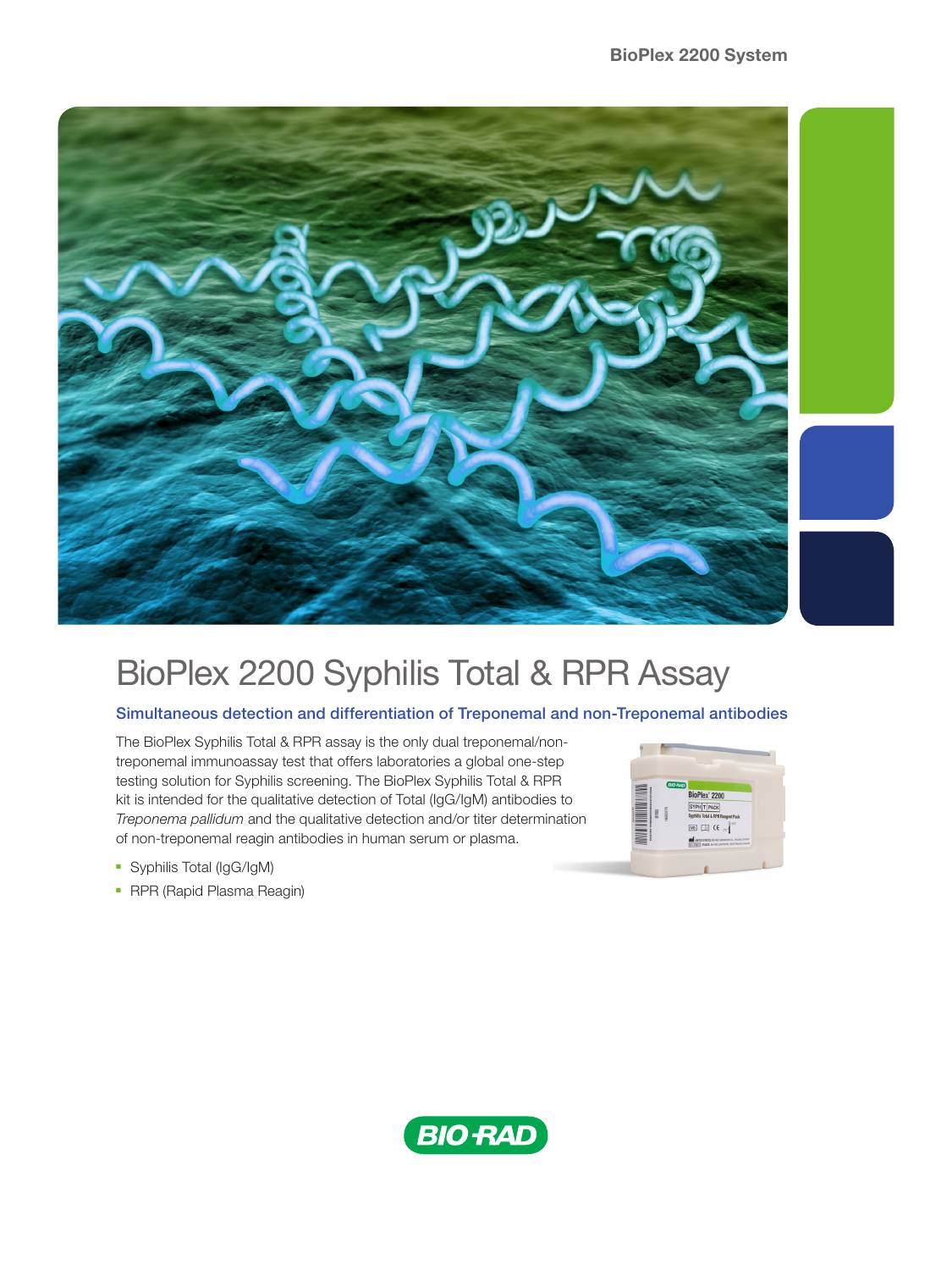# BioPlex 2200 Syphilis Total & RPR Assay

## Simultaneous detection and differentiation of Treponemal and non-Treponemal antibodies

The BioPlex Syphilis Total & RPR assay is the only dual treponemal/non-treponemal immunoassay test that offers laboratories a global one-step testing solution for Syphilis screening. The BioPlex Syphilis Total & RPR kit is intended for the qualitative detection of Total (IgG/IgM) antibodies to *Treponema pallidum* and the qualitative detection and/or titer determination of non-treponemal reagin antibodies in human serum or plasma.

- Syphilis Total (IgG/IgM)
- RPR (Rapid Plasma Reagin)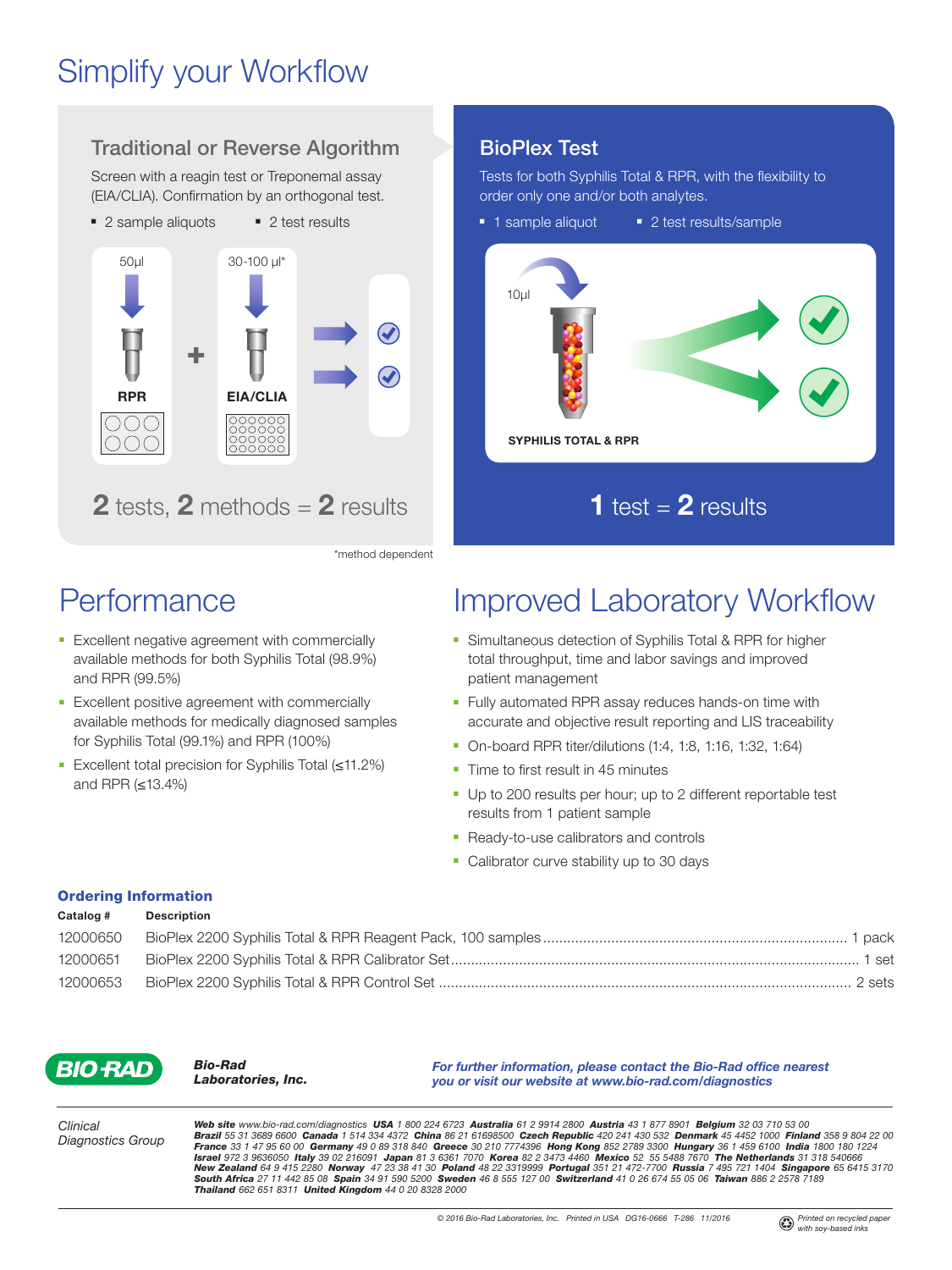# Simplify your Workflow

## Traditional or Reverse Algorithm

Screen with a reagin test or Treponemal assay (EIA/CLIA). Confirmation by an orthogonal test.

- 2 sample aliquots
- 2 test results

50µl

30-100 µl*

RPR

EIA/CLIA

**2** tests, **2** methods = **2** results

*method dependent

## BioPlex Test

Tests for both Syphilis Total & RPR, with the flexibility to order only one and/or both analytes.

- 1 sample aliquot
- 2 test results/sample

10µl

SYPHILIS TOTAL & RPR

**1** test = **2** results

# Performance

- Excellent negative agreement with commercially available methods for both Syphilis Total (98.9%) and RPR (99.5%)
- Excellent positive agreement with commercially available methods for medically diagnosed samples for Syphilis Total (99.1%) and RPR (100%)
- Excellent total precision for Syphilis Total (≤11.2%) and RPR (≤13.4%)

# Improved Laboratory Workflow

- Simultaneous detection of Syphilis Total & RPR for higher total throughput, time and labor savings and improved patient management
- Fully automated RPR assay reduces hands-on time with accurate and objective result reporting and LIS traceability
- On-board RPR titer/dilutions (1:4, 1:8, 1:16, 1:32, 1:64)
- Time to first result in 45 minutes
- Up to 200 results per hour; up to 2 different reportable test results from 1 patient sample
- Ready-to-use calibrators and controls
- Calibrator curve stability up to 30 days

### Ordering Information

| Catalog # | Description | |
|---|---|---|
| 12000650 | BioPlex 2200 Syphilis Total & RPR Reagent Pack, 100 samples | 1 pack |
| 12000651 | BioPlex 2200 Syphilis Total & RPR Calibrator Set | 1 set |
| 12000653 | BioPlex 2200 Syphilis Total & RPR Control Set | 2 sets |

BIO-RAD

***Bio-Rad Laboratories, Inc.***

***For further information, please contact the Bio-Rad office nearest you or visit our website at www.bio-rad.com/diagnostics***

*Clinical Diagnostics Group*

***Web site*** *www.bio-rad.com/diagnostics* ***USA*** *1 800 224 6723* ***Australia*** *61 2 9914 2800* ***Austria*** *43 1 877 8901* ***Belgium*** *32 03 710 53 00* ***Brazil*** *55 31 3689 6600* ***Canada*** *1 514 334 4372* ***China*** *86 21 61698500* ***Czech Republic*** *420 241 430 532* ***Denmark*** *45 4452 1000* ***Finland*** *358 9 804 22 00* ***France*** *33 1 47 95 60 00* ***Germany*** *49 0 89 318 840* ***Greece*** *30 210 7774396* ***Hong Kong*** *852 2789 3300* ***Hungary*** *36 1 459 6100* ***India*** *1800 180 1224* ***Israel*** *972 3 9636050* ***Italy*** *39 02 216091* ***Japan*** *81 3 6361 7070* ***Korea*** *82 2 3473 4460* ***Mexico*** *52 55 5488 7670* ***The Netherlands*** *31 318 540666* ***New Zealand*** *64 9 415 2280* ***Norway*** *47 23 38 41 30* ***Poland*** *48 22 3319999* ***Portugal*** *351 21 472-7700* ***Russia*** *7 495 721 1404* ***Singapore*** *65 6415 3170* ***South Africa*** *27 11 442 85 08* ***Spain*** *34 91 590 5200* ***Sweden*** *46 8 555 127 00* ***Switzerland*** *41 0 26 674 55 05 06* ***Taiwan*** *886 2 2578 7189* ***Thailand*** *662 651 8311* ***United Kingdom*** *44 0 20 8328 2000*

© 2016 Bio-Rad Laboratories, Inc. Printed in USA DG16-0666 T-286 11/2016

*Printed on recycled paper with soy-based inks*